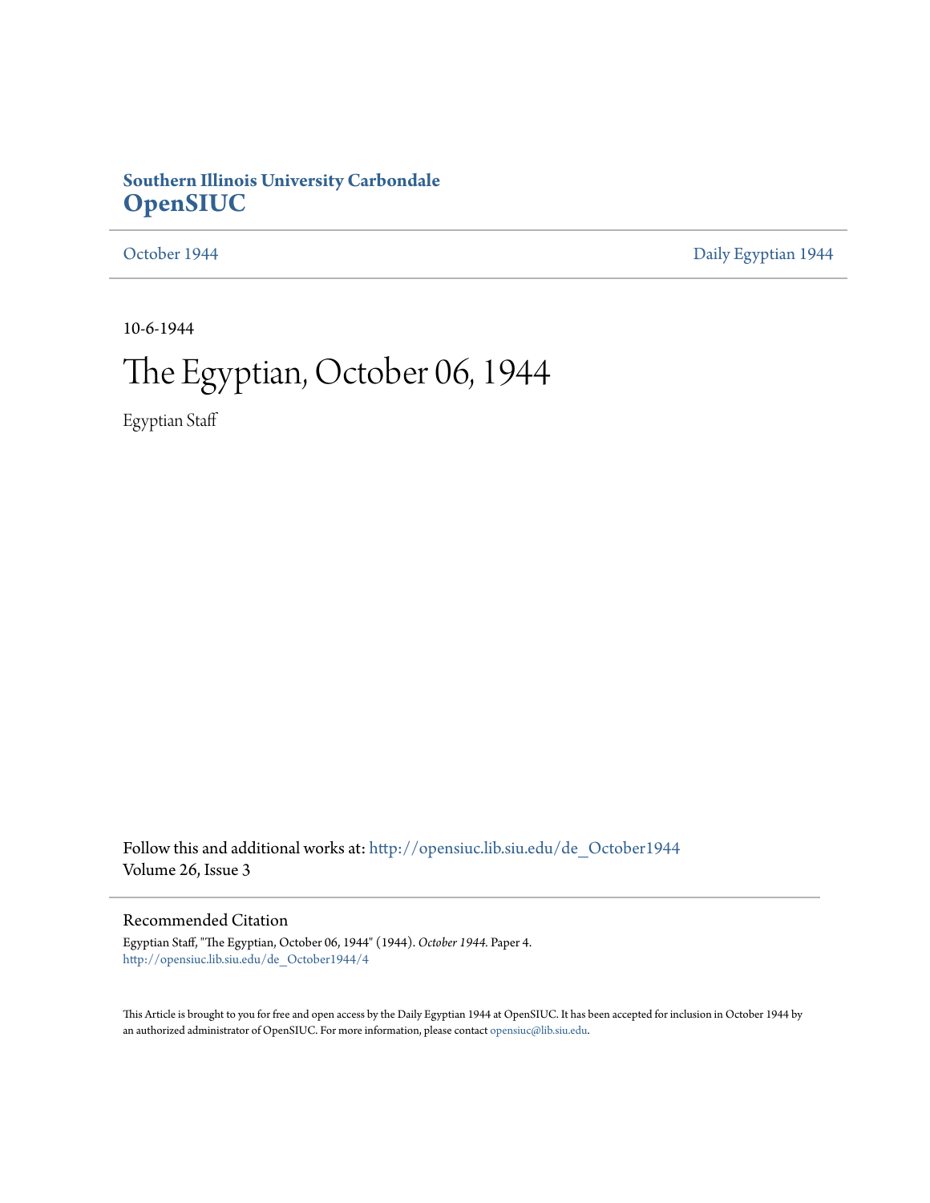**Southern Illinois University Carbondale**
**OpenSIUC**

October 1944 | Daily Egyptian 1944

10-6-1944

# The Egyptian, October 06, 1944

Egyptian Staff

Follow this and additional works at: http://opensiuc.lib.siu.edu/de_October1944
Volume 26, Issue 3

## Recommended Citation

Egyptian Staff, "The Egyptian, October 06, 1944" (1944). *October 1944.* Paper 4.
http://opensiuc.lib.siu.edu/de_October1944/4

This Article is brought to you for free and open access by the Daily Egyptian 1944 at OpenSIUC. It has been accepted for inclusion in October 1944 by an authorized administrator of OpenSIUC. For more information, please contact opensiuc@lib.siu.edu.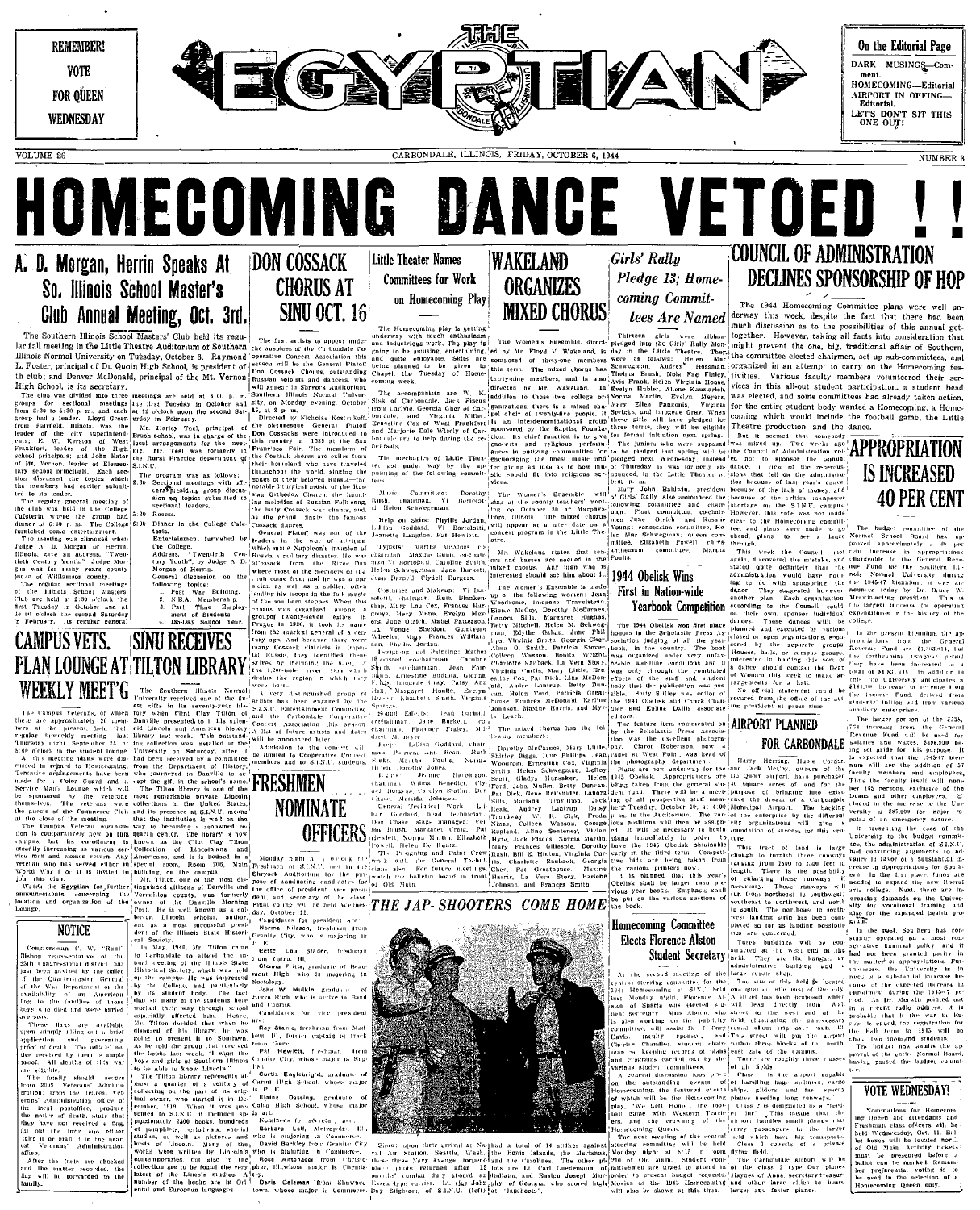REMEMBER! VOTE FOR QUEEN WEDNESDAY

# THE EGYPTIAN

On the Editorial Page

DARK MUSINGS—Comment.
HOMECOMING—Editorial
AIRPORT IN OFFING—Editorial.
LET'S DON'T SIT THIS ONE OUT!

VOLUME 26 — CARBONDALE, ILLINOIS, FRIDAY, OCTOBER 6, 1944 — NUMBER 3

# HOMECOMING DANCE VETOED !!

## A. D. Morgan, Herrin Speaks At So. Illinois School Master's Club Annual Meeting, Oct. 3rd.

The Southern Illinois School Masters' Club held its regular fall meeting in the Little Theatre Auditorium of Southern Illinois Normal University on Tuesday, October 3. Raymond L. Foster, principal of Du Quoin High School, is president of th club; and Denver McDonald, principal of the Mt. Vernon High School, is its secretary.

The club was divided into three groups for sectional meetings from 2:30 to 5:30 p. m., and each group had a leader. Lloyd Green from Fairfield, Illinois, was the leader of the city superintendents; E. W. Kerston of West Frankfort, leader of the High school principals; and John Esker of Mt. Vernon, leader of Elementary school principals. Each section discussed the topics which the members had earlier submitted to its leader.

The regular general meeting of the club was held in the College Cafeteria where the group had dinner at 6:00 p. m. The College furnished some entertainment.

The meeting was climaxed when Judge A. D. Morgan of Herrin, Illinois, gave an address, "Twentieth Century Youth." Judge Morgan was for many years county judge of Williamson county.

The regular sectional meetings of the Illinois School Masters' Club are held at 2:30 o'clock the first Tuesday in October and at 10:00 o'clock the second Saturday in February. Its regular general meetings are held at 6:00 p. m. the first Tuesday in October and at 12 o'clock noon the second Saturday in February.

Mr. Harley Teel, principal of Brush school, was in charge of the local arrangements for the meeting. Mr. Teel was formerly in the Rural Practice department of S.I.N.U.

The program was as follows:
2:30 Sectional meetings with officers presiding group discussion on topics submitted to sectional leaders.
5:30 Recess.
6:00 Dinner in the College Cafeteria.
Entertainment furnished by the College.
Address, "Twentieth Century Youth", by Judge A. D. Morgan of Herrin.
General discussion on the following topics:
1. Post War Building.
2. N.E.A. Membership.
3. Part Time Employment of Students.
4. 185-Day School Year.

## CAMPUS VETS. PLAN LOUNGE AT WEEKLY MEET'G

The Campus Veterans, of which there are approximately 20 members at the present, held their regular bi-weekly meeting last Thursday night, September 28, at 8:00 o'clock in the student lounge.

At this meeting plans were discussed in regard to Homecoming. Tentative arrangements have been made for a Color Guard and it is hoped that a Color Guard will be sponsored by the veterans themselves. The veterans were the guests of our Commerce Club at the close of the meeting.

The Campus Veteran organization is comparatively new on this campus, but its enrollment is steadily increasing as various service men and women return. Any veteran who has served either in World War I or II is invited to join this club.

Watch the Egyptian for further announcements concerning the location and organization of the Lounge.

### NOTICE

Congressman C. W. "Runt" Bishop, representative of the 25th Congressional district, has just been advised by the office of the Quartermaster General of the War Department of the availability of an American flag for the families of those boys who died and were buried overseas.

These flags are available upon simply filing out a brief application and presenting proof of death. The only other requirement is that the families should secure from 2008 Veterans' Administration the forms from the nearest Veterans' Administration office or the local postoffice, produce the notice of death, since the flags have not been received a flag, fill out the form and either take it or mail it to the nearest Veterans' Administration office.

After the facts are checked and the matter recorded, the flag will be forwarded to the family.

## SINU RECEIVES TILTON LIBRARY

The Southern Illinois Normal University received one of the finest gifts in its seventy-year history when Clint Clay Tilton of Danville presented to it his splendid Lincoln and American history library last week. This outstanding collection was installed at the University on Saturday, after it had been received by a committee from the Department of History, who journeyed to Danville to accept the gift in the school's name.

The Tilton library is one of the most remarkable private Lincoln collections in the United States, and its presence at S.I.N.U. means that the institution is well on the way to becoming a renowned research center. The library is now known as the Clint Clay Tilton Collection of Lincolniana and Americana, and it is housed in a special room, Room 206, Main building, on the campus.

Mr. Tilton, one of the most distinguished citizens of Danville and Vermilion county, was formerly owner of the Danville Morning Post. He is well known as a collector, Lincoln scholar, author, and as a most successful president of the Illinois State Historical Society.

In May, 1940, Mr. Tilton came to Carbondale to attend the annual meeting of the Illinois State Historical Society which was held on the campus. He was impressed by the College, and particularly by its student body. The fact that so many of the students here worked their way through school especially affected him. Before Mr. Tilton decided that when he disposed of his library, he was going to present it to Southern. As he told the group that received the books last week, "I want the boys and girls of Southern Illinois to be able to know Lincoln."

The Tilton library represents almost a quarter of a century of collecting on the part of its original owner, who started it in December, 1919. When it was presented to S.I.N.U. it included approximately 3500 books, hundreds of pamphlets, periodicals, special studies, as well as pictures and busts of Lincoln. Many of the works were written by Lincoln's contemporaries, for one of the collection are to be found the very latest of the Lincoln studies. A number of the books are in Oriental and European languages.

## DON COSSACK CHORUS AT SINU OCT. 16

The first artists to appear under the auspices of the Carbondale Cooperative Concert Association this season will be the General Platoff Don Cossack Chorus, outstanding Russian soloists and dancers, who will appear in Shryock Auditorium, Southern Illinois Normal University, on Monday evening, October 16, at 8 p. m.

Directed by Nicholas Kostrukoff, the picturesque General Platoff Don Cossacks were introduced to this country in 1939 at the San Francisco Fair. The members of the Cossack chorus are exiles from their homeland who have traveled throughout the world, singing the songs of their beloved Russia—the notable liturgical music of the Russian Orthodox Church, the haunting melodies of Russian Folk-song, the lusty Cossack war chants, and, as the grand finale, the famous Cossack dances.

General Platoff was one of the leaders in the war of attrition which made Napoleon's invasion of Russia a military disaster. He was a Cossack from the River Don where most of the members of the choir come from and he was a musician as well as a soldier, often leading his troops in the folk music of the southern steppes. When this chorus was organized among a group of twenty-seven exiles in Prague in 1936, it took its name from the musical general of a century ago. And because there were many Cossack districts in Imperial Russia, they identified themselves by including the name of the 1,200-mile river Don which drains the region in which they were born.

A very distinguished group of artists has been engaged by the S.I.N.U. Entertainment Committee and the Carbondale Cooperative Concert Association this season. A list of the future artists and dates will be announced later.

Admission to the concert will be limited to Cooperative Concert members and to S.I.N.U. students.

## Little Theater Names Committees for Work on Homecoming Play

The Homecoming play is getting underway with much enthusiasm and industrious work. The play is going to be amusing, entertaining, and quite enjoyable. Skits are being planned to be given to Chapel the Tuesday of Homecoming week.

The accompanists are W. K. Sisk of Carbondale, Jack Piscus from Carlyle, Georgia Ghar of Carbondale, and Virginia Miller, Ernestine Cox of West Frankfort and Marjorie Dale Wisely of Carbondale are to help during the rehearsals.

The mechanics of Little Theater got under way by the appointing of the following committees:

Music Committee: Dorothy Rush, chairman, Vi Bortolotti, Helen Schwegman.

Help on Skits: Phyllis Jordan, Lillian Goddard, Vi Bortolotti, Jeanette Langdon, Pat Hewlett.

Typists: Martha McAtee, co-chairman; Maxine Gunn, co-chairman; Vi Bortolotti, Caroline Smith, Helen Schwegman, Jane Burkett, Jean Darnell, Cordell Burgess.

Costumes and Make-up: Vi Bortolotti, chairman; Ruth Blackenship, Mary Lou Cox, Frances Hargrove, Mary Mann, Evelyn Meyers, June Otrich, Mabel Patterson, La Vonne Sheldon, Guinevere Wheeler, Mary Frances Williamson, Phyllis Jordan.

Designing and Painting: Esther Hansted, co-chairman; Caroline Smith, co-chairman; Jean Fuchs, Ernestine Mulkin, Glenna Fritts, Imogene Gray, Patsy Ann Hill, Margaret Hoolie, Evelyn Louie, Elizabeth Smith, Virginia Spriggs.

Sound Effects: Jean Darnell, chairman; Jane Burkett, co-chairman; Florence Fraley, Mildred McIntyre.

Props: Lillian Goddard, chairman; Maxine Gunn, Ruth Sinks, Martha Poulis, Norma Nielson, Dorothy Jones.

Lights: Jeanne Hazeldean, chairman; Wilma Benedict, Cyril Burgess, Carolyn Stollar, Dan Ehase, Matilda Johnson.

General Technical Work: Lillian Goddard, head technician; Don Chase, stage manager; Vernon Rush, Margaret Craig, Pat Hewlett, Norma Martin, Elizabeth Smith, Helen Hill, Dan Hanks.

The Designing and Paint Crew work with the General Technical class also. For future meetings, watch the bulletin board in front of Old Main.

## FRESHMEN NOMINATE OFFICERS

Monday night at 7 o'clock the Freshmen of S.I.N.U. met in the Shryock Auditorium for the purpose of nominating candidates for the office of president, vice president, and secretary of the class. Final voting will be held Wednesday, October 4.

Candidates for president are:
Norma Nielsen, freshman from Granite City, who is majoring in P. E.
Bette Lou Staider, freshman from Cairo, Ill.
Glenna Fritts, graduate of Beaumont High, who is majoring in Sociology.
John W. Mulkin, graduate of Herrin High, who is active in Band and Chorus.

Candidates for vice president are:
Ray Stanic, freshman from Madison, Ill., former captain of track team there.
Pat Hewlett, freshman from Granite City, whose major is English.
Curtis Englebright, graduate of Carmi High School, whose major is P. E.
Elaine Dassing, graduate of Cobden High School, whose major is Art.

Nominees for secretary are:
Barbara Left, freshman from Granite City, who is majoring in Commerce.
David Barkley from Granite City who is majoring in Commerce.
Rose Antonacci from Christopher, Ill., whose major is Chemistry.
Doris Coleman from Shawneetown, whose major is Commerce.

## WAKELAND ORGANIZES MIXED CHORUS

The Women's Ensemble, directed by Mr. Floyd V. Wakeland, is composed of thirty-one members this term. The mixed chorus has thirty-nine members, and is also directed by Mr. Wakeland. In addition to these two college organizations, there is a mixed chorus choir of twenty-five people. It is an interdenominational group sponsored by the Baptist Foundation. Its chief function is to give concerts and religious performances in outlying communities for encouraging the finest music and for giving an idea as to how music should fit into religious services.

The Women's Ensemble will sing at the county teachers' meeting on October 20 at Murphysboro, Illinois. The mixed chorus will appear at a later date on a concert program in the Little Theatre.

Mr. Wakeland states that tenors and basses are needed in the mixed chorus. Any man who is interested should see him about it.

The Women's Ensemble is made up of the following women: Jean Woodrome, Imogene Travelstead, Eloise McCoy, Dorothy McCartney, Lenora Sills, Margaret Hughes, Betty Mitchell, Helen M. Schwegman, Edythe Gahan, June Phillips, Virginia Smith, Georgia Ghar, Alma O. Smith, Patricia Stover, Colleen Wasson, Bonita Wright, Charlotte Raubach, La Vera Story, Virginia Curtis, Mary Little, Ernestine Cox, Pat Dick, Lina McDonald, Annie Lamrup, Betty Duncan, Helen Ford, Patricia Greathouse, Frances McDonald, Earline Johnson, Maxine Harris, and Myra Leach.

The mixed chorus has the following members:

Dorothy McCartney, Mary Little, Shirley Biggs, June Phillips, Jean Woodrome, Ernestine Cox, Virginia Smith, Helen Schwegman, LeRoy Scott, Gladys Hunsaker, Helen Ford, John Mulkin, Betty Duncan, Pat Dick, Gene Reifsnider, Lenora Sills, Marlena Travillion, Jack Resk, Audrey Lantrup, Daisy Treadway, W. K. Sisk, Frieda Nixon, Colleen Wasson, George Ragland, Aline Sentency, Vivian Hyde, Jack Piscus, Norma Martin, Mary Frances Gillespie, Dorothy Rush, Bill E. Hinton, Virginia Curtis, Charlotte Raubach, Georgia Ghar, Pat Greathouse, Maxine Harris, La Vera Story, Earlene Johnson, and Frances Smith.

## THE JAP-SHOOTERS COME HOME

Simon upon their arrival at Naval Air Station, Seattle, Wash., these three Navy Avenger torpedo plane pilots returned after 13 months' combat duty around Kodiak. Ensign Mahe George Day Sightom, of S.I.N.U. (left) had a total of 14 strikes against the Bonin Islands, the Marianas, and the Carolines. The other two pilots are Lt. Carl Luedemann, of Indiana, and Ensign Joseph Murphy, of Geneseo, who scored high at "Japshoots".

## Girls' Rally Pledge 13; Homecoming Committees Are Named

Thirteen girls were ribbon-pledged into the Girls' Rally Monday in the Little Theatre. They were as follows: Helen Mar Schwegman, Audrey Hossman, Thelma Brush, Nola Fae Finley, Avis Frank, Helen Virginia House, Evelyn Hubler, Aline Kaszlarich, Norma Martin, Evelyn Meyers, Mary Ellen Parsons, Virginia Spriggs, and Imogene Gray. When these girls will have pledged for three terms, they will be eligible for formal initiation next spring.

The juniors who were supposed to be pledged last spring will be pledged next Wednesday, instead of Thursday as was formerly announced, in the Little Theater at 9:00 a. m.

Mary John Baldwin, president of Girls' Rally, also announced the following committee and chairmen: Float committee, co-chairmen June Otrich and Rosalie Young; concession committee, Helen Mar Schwegman; queen committee, Elizabeth Powell; chrysanthemum committee, Martha Poulis.

## 1944 Obelisk Wins First in Nation-wide Yearbook Competition

The 1944 Obelisk won first place in the Scholastic Press Association in judging of all the yearbooks in the country. The book was organized under very unfavorable war-time conditions and it was only through the combined efforts of the staff and student body that the publication was possible. Betty Stilley was editor of the 1944 Obelisk and Chuck Chandler and Eulilie Dallis associate editors.

The feature item commented on by the Scholastic Press Association was the excellent photography. Claron Robertson, now a cadet at West Point, was head of the photography department.

Plans are now underway for the 1945 Obelisk. Appointments are being taken from the general student fund. There will be a meeting of all prospective staff members Tuesday, October 10, at 4:00 p. m. in the Auditorium. The various positions will then be assigned. It will be necessary to begin plans immediately in order to have the 1945 Obelisk distributed early in the third term. Competitive bids are being taken from the various printers now.

It is planned that this year's Obelisk shall be larger than previous year books. Emphasis shall be put on the various sections of the book.

## Homecoming Committee Elects Florence Alston Student Secretary

At the second meeting of the central steering committee for the Homecoming activities at SINU held last Monday night, Florence Alston of Sparta was elected as student secretary. Irene Alston, who is also working on the publicity committee, will assist Dr. J. Cary Davis, faculty sponsor, and Charles Chandler, student chairman, in keeping records of plans and progress carried out by the various student committees.

A general discussion took place on the outstanding events of Homecoming, the featured events of which will be the Homecoming play, "We Left Home"; the football game with Western Teachers, and the crowning of the Homecoming Queen.

The next meeting of the central steering committee will be held Monday night at 8:15 in room 216 of Old Main. Student committeemen are urged to attend in order to present budget requests. Movies of the 1943 Homecoming will also be shown at this time.

## COUNCIL OF ADMINISTRATION DECLINES SPONSORSHIP OF HOP

The 1944 Homecoming Committee plans were well underway this week, despite the fact that there had been much discussion as to the possibilities of this annual get-together. However, taking all facts into consideration that might prevent the one, big, traditional affair of Southern, the committee elected chairmen, set up sub-committees, and organized in an attempt to carry on the Homecoming festivities. Various faculty members volunteered their services in this all-out student participation, a student head was elected, and some committees had already taken action, for the entire student body wanted a Homecoming, a Homecoming which would include the football game, the Little Theatre production, and the dance.

But it seemed that somebody was mixed up. Two weeks ago the Council of Administration voted not to sponsor the annual dance, in view of the repercussions that fell on the administration because of last year's dance, because of the lack of money, and because of the critical manpower shortage on the S.I.N.U. campus. However, this vote was not made clear to the Homecoming committee, and plans were made to go ahead, plans to see a dance through.

This week the Council met again, discovered the mistake, and stated quite definitely that the administration would have nothing to do with sponsoring the dance. They suggested, however, another plan. Each organization, according to the Council, could, on their own, sponsor individual dances. These dances will be planned and executed by various closed or open organizations, sponsored by the separate groups. Houses, halls, or campus groups interested in holding this sort of a dance, should contact the Dean of Women this week to make arrangements for a hall.

No official statement could be secured from the office of the acting president at press time.

## AIRPORT PLANNED FOR CARBONDALE

Harry Herring, Hubie Corder, and Jack McCoy, owners of the Du Quoin airport, have purchased 40 square acres of land for the purpose of bringing into existence the dream of a Carbondale Municipal Airport. The backing of the enterprise by the different city organizations will give a foundation of success for this venture.

This tract of land is large enough to furnish three runways ranging from 1800 to 2300 feet in length. There is the possibility of clearing these runways if necessary. These runways will run from northeast to southwest, southeast to northwest, and north to south. The northeast to southwest landing strip has been considered so far as landing possibilities are concerned.

Three buildings will be constructed at the west end of the field. They are the hangar, administrative building and a large repair shop.

The site of this field is located one quarter mile east of the city. A street has been proposed which will lead directly from Mill street to the west end of the field, eliminating the unnecessary round about trip over route 13. This street will put the airport within three blocks of the northeast gate of the campus.

There are roughly three classes of air fields.

Class 1 is the airport capable of handling four engine, cargo ships, gliders, and fast speedy planes needing long runways.

Class 2 is designated as a "feeder line". This means that the airport handles small planes that carry passengers to the larger field which have the transports.

Class 3 consists of a private flying field.

The Carbondale airport will be of the class 2 type. Our planes will carry passengers to the larger field.

## APPROPRIATION IS INCREASED 40 PER CENT

The budget committee of the Normal School Board has approved approximately a 40 per cent increase in appropriations chargeable to the General Revenue Fund for the Southern Illinois Normal University during the 1945-47 biennium, it was announced today by Dr. Bruce W. Merwin, acting president. This is the largest increase for operating expenditures in the history of the college.

In the present biennium the appropriations from the General Revenue Fund are $1,303,814, but the forthcoming two-year period they have been increased to a total of $1,831,748. In addition to this the University anticipates a further increase in revenue from the income fund, derived from students' tuition and from various auxiliary enterprises.

The larger portion of the $528,754 increase from the General Revenue Fund will be used for salaries and wages, $396,590 being set aside for this purpose. It is expected that the 1945-47 biennium will see the addition of 57 faculty members and employees. Thus the faculty itself will number 196 persons, exclusive of the Deans and other employees. Included in the increase to the University is $25,000 for major repairs of an emergency nature.

In presenting the case of the University to the budget committee, the administration of S.I.N.U. had convincing arguments to advance in favor of a substantial increase in appropriation for Southern. In the first place, funds are needed to expand the new liberal arts college. Next, there are increasing demands on the University for vocational training and also for the expanded health program.

In the past, Southern has constantly operated on a most conservative financial policy, and it had not been granted parity in the matter of appropriations. Furthermore, the University is in need of a substantial increase because of the expected increase in enrollment during the 1945-47 period. As Dr. Merwin pointed out in a recent radio address, it is probable that if the war is to be ended, the registration for the Fall term in 1945 will be about two thousand students.

The budget now awaits the approval of the entire Normal Board, having passed the budget committee.

## VOTE WEDNESDAY!

Nominations for Homecoming Queen and attendants and Freshman class officers will be held Wednesday, Oct. 11. Ballot boxes will be located in front of Old Main. Activity tickets must be presented before a ballot can be secured. Remember preferential voting is to be used in the selection of a Homecoming Queen only.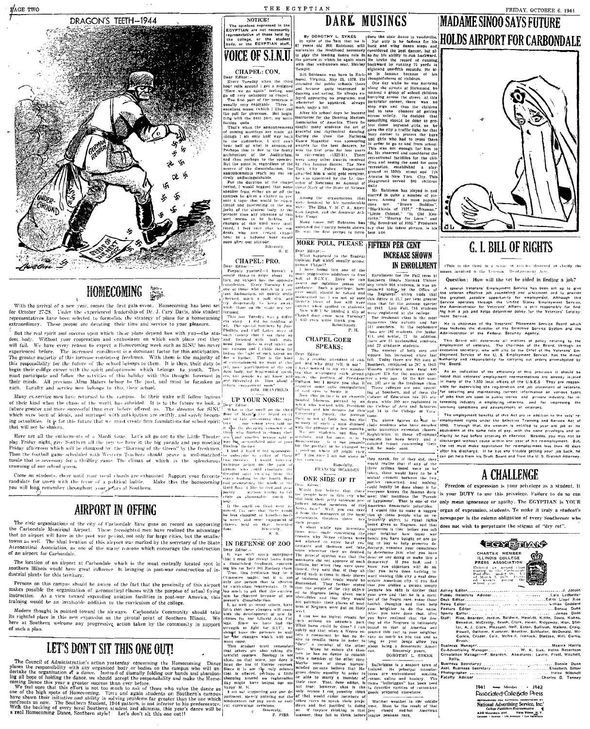# DRAGON'S TEETH—1944

## HOMECOMING

With the arrival of a new year, comes the first gala event. Homecoming has been set for October 27-28. Under the experienced leadership of Dr. J. Cary Davis, able student representatives have been selected to formulate the strategy of plans for a homecoming extraordinary. These people are devoting their time and service to your pleasure.

But the real spirit and success upon which these plans depend lies with you—the student body. Without your cooperation and enthusiasm on which such plans rest they will fail. We have every reason to expect a Homecoming week such as SINU has never experienced before. The increased enrollment is a dominant factor for this anticipation. The greater majority of this increase consists of freshmen. With them is the majority of this responsibility for the future of the school belongs to them. It is then, their duty to begin their college career with the spirit and optimism which belongs to youth. They must participate and follow the activities of this holiday with this thought foremost in their minds. All previous Alma Maters belong to the past, and must be forsaken as such. Loyalty and service now belongs to this, their school.

Many ex-service men have returned to the campus. In their wake will follow legions of their kind when the chaos of the world has subsided. It is to the future we look, a future greater and more successful than ever before offered us. The dreams for SINU which were born of ideals, and nurtured with anticipation are swiftly, and surely becoming actualities. It is for this future that we must create firm foundations for school spirit that will not be shaken.

Here are all the enticements of a Mardi Gras. Let's all go out to the Little Theater play Friday night, give Southern all the pep we have in the big parade and pep meeting Friday afternoon which will be climaxed by the "Burning of the Green" by the freshmen. Then the football game scheduled with Western Teachers should prove a well-matched tussle that is necessary for a thrilling game. The climax of which is the splendorous crowning of our school queen.

Come on students, cheer until your vocal chords are exhausted. Support your favorite candidate for queen with the fervor of a political battle. Make this the homecoming you will long remember throughout your years at Southern.

## AIRPORT IN OFFING

The civic organizations of the city of Carbondale have gone on record as supporting the Carbondale Municipal Airport. These foresighted men have realized the advantage that an airport will have in the post war period, not only for large cities, but the smaller towns as well. The ideal location of this airport was marked by the secretary of the State Aeronautical Association, as one of the many reasons which encourage the construction of an airport for Carbondale.

The location of an airport at Carbondale which is the most centrally located spot in southern Illinois would have great influence in bringing in post-war construction of industrial plants for this territory.

Persons on this campus should be aware of the fact that the proximity of this airport makes possible the organization of aeronautical classes with the purpose of actual flying instruction. As a view toward expanding aviation facilities in post-war America, this training would be an invaluable addition to the curriculum of the college.

Modern thought is pointed toward the airways. Carbondale Community should take its rightful place in this new expansion as the pivotal point of Southern Illinois. We here at Southern welcome any progressive action taken by the community in support of such a plan.

## LET'S DON'T SIT THIS ONE OUT!

The Council of Administration's action yesterday concerning the Homecoming Dance places the responsibility with any organized group or body on the campus who will undertake the organization of a dance. Instead of dismally folding our hands and abandoning all hope of holding the dance, we should accept the responsibility and make the Homecoming Dance this year a greater success than ever before.

We feel sure that this effort is not too much to ask of those who value the dance as one of the high spots of Homecoming. Time and again students on Southern's campus have shown their initiative and ability in solving problems far greater than the one which confronts us now. The Southern Student, 1944 pattern, is not inferior to his predecessors. With the backing of every loyal Southern student and alumnus, this year's dance will be a real Homecoming Dance, Southern style! Let's don't sit this one out!!

---

**NOTICE!**

The opinions expressed in the EGYPTIAN are not necessarily representative of those held by the college, or the student body, or the EGYPTIAN staff.

# VOICE OF S.I.N.U.

### CHAPEL: CON.

Dear Editor:—

Every Tuesday when the third hour rolls around I get a resigned "Here we go again" feeling and go off very unhappily to chapel.

The first part of the program is usually very enjoyable. There is excellent music (which I like) and the poll for diversion. But beginning with the next part, my satisfaction ends.

That's when the announcements of coming meetings are made. Although I sit only half way back in the auditorium, I still can't hear half of what is announced. Perhaps this is due to the faulty architecture of the Auditorium, and then perhaps to the speaker. But the point is, regardless of the source of the dissatisfaction, the announcements reach my ear entirely undistinguishable.

For the duration of the chapel period, I would suggest that some speaker from either on or off the campus be given a chance to present a topic that would be educational and interesting to the majority of the student body. At the present time any planning of this sort seems to be lacking. If changes of this kind were instituted, I feel sure that we students who now regard chapel hour as a happier hour would soon alter our attitude.

Sincerely,
S. E.

### CHAPEL: PRO.

Dear Editor:—

Prepare yourself—I haven't a single thing to gripe about. In fact, my subject has the opposite complexion. Every Tuesday I am one of those who march to a certain Auditorium, sit quietly while checked, mark a poll slip, and try desperately to keep awake while those on the stage are performing.

This last Tuesday was a different story. I did no nodding at all. The special numbers by Jane Phillips and Carl Lutes were of such variety that I sat right up and listened with both ears. Mind you. Here is real talent on our campus and I chide them for hiding their light under a bushel. This is the kind of entertainment we want at chapel, more participation of the student body, not long-winded speeches, but people we all know and are interested in. How about a return engagement soon?

BOB BRAYFIELD.

### UP YOUR NOSE!!

Dear Editor:

What is that smell on the third floor? Man's I've heard every sort of tale concerning this mystery . . . one senior even told me it was the decaying remains of three who flunked freshman chemistry and another person said it was the accumulated odor of past English themes.

I find it hard if not impossible to subscribe to either of these theories. I would, however, welcome action on the part of anyone who could eliminate the dreaded odor arising from the stairs leading to the fourth floor and permeating the whole of the third floor. I like to feel and savor poetry without having to tolerate an abominable smell to boot.

If the smell on third were removed, I'm sure that there would be less slapping of handkerchiefs to noses, and more enjoyment of classes held on that besieged floor.

Sincerely,
S. D.

### IN DEFENSE OF ZOO

Dear Editor:—

It was with much annoyance that I read the recent letter from a dissatisfied freshman concerning his (or her) 101 Zoology class. True, this freshman may be a Commerce major, but it is not only one person that is affected by curricular requirements. It is too much to ask that the curriculum be changed because of one person's dissatisfaction.

As well as many others, have faith that these changes will come with the development of new facilities for our Liberal Arts College. Since we have had the strength to fight for S.I.U., we should have the patience to wait for the changes which will and must come.

This student must remember that others are also taking distasteful courses. Zoology is not alone on that score, nor does it head the list of horror courses. Since it is not the only science that is offered, perhaps a little shopping around on registration day might have helped our unhappy M. K.

I am not supporting any one department, merely pointing out the hindrances for any swift or radical curricular revisions.

Sincerely,
F. FISS.

---

# DARK MUSINGS

By DOROTHY L. SYKES

In spite of the fact that he is 67 years old Bill Robinson still maintains the livelihood necessary to play the leading dance role in the picture in which he again stars with that well-known star, Shirley Temple.

Bill Robinson was born in Richmond, Virginia, May 25, 1878. He attended the public schools there and became quite interested in dancing and acting. He always enjoyed appearing on programs, and whenever he appeared, always made quite a hit.

After his school days he became instructor for the Dancing Masters Association of America. There he taught many students the art of graceful and rhythmical dancing. During the time the National Dance Magazine was sponsoring awards for the best dancers, he won the first prize for four years in succession (1928-31). There were many other awards received by this famous dancer. The New York City Police Department awarded him a solid gold revolver, he was appointed by the Lt. Governor of Nebraska as Admiral of Great Navy of the State of Nebraska.

Among the organizations that were honored by his membership were: The Elks, Y. M. C. A., American Legion, and the Amateur Athletic Union.

Many times Bill Robinson has appeared for Charity benefit shows. He was the first person to introduce the stair dance to vaudeville.

Not only is he famous for his buck and wing dance steps and considered the best dancer, but also for his ability to run backward. He broke the record of running backward by running 75 yards in eighteen onefifth seconds. He also is famous because of his thoughtfulness of children.

One day while he was hurrying along the streets of Richmond, he noticed a group of school children hurrying across the street. At this particular corner, there was no stop sign and thus the children had to take chances of getting across safely. He decided that something should be done to protect those boys and girls, so he gave the city a traffic light for that busy corner to protect the boys and girls who had to cross there in order to go to and from school. This was not enough for him to do. He observed and considered the recreational facilities for the children and seeing the need for more recreation, established a playground at 150th street and 7th Avenue in New York City. This playground served 500 children daily.

Mr. Robinson has played in and starred in quite a number of pictures. Among the most popular ones are: "Brown Buddies," "Blackbirds of 1928," "Dixiana," "Little Colonel," "In Old Kentucky," "Hooray for Love," and "Big Broadcast of 1936." Producers say that his latest picture, is his best one.

### MORE POLL, PLEASE

Dear Editor:—

What happened to the Student Opinion Poll which usually accompanies Chapel?

I have found this one of the most progressive additions to freewill at S.I.N.U. Here we can assert our opinions without any guidance. Such a privilege, however small, should be valued and maintained but I am not so sure Hezel's ideas of free will were correct when applied to students.

Now will I be handed a slip at Chapel next Tuesday? I will even write thank you.

Rebelliously,
P. H.

### CHAPEL GOER SPEAKS:

Dear Editor:

As a regular attendant of chapel and who pray till is not? I have noticed in my eye wandering that an ordinary such attendance, the portrait of President Pulliam, but I assure you that it required some subtle manipulation of such eyes to locate it.

Now this picture is an expertly painted likeness, painted by an artist who worked with President Pulliam and his decades for this University. Surely, the portrait itself is not at fault, nor has the memory of such a man dimmed with the passage of a few months.

We are students, and likes of attitude, and for once, it is a thought. Is it not possible for the portrait to be changed to a position where all might view it? I am sure I am not alone in this criticism.

Hopefully,
FRANCES BEARDEN

### ONE SIDE OF IT

Dear Editor:

Would you believe that there are people here in this city who still hold their petty ignorant prejudices against members of the Negro race? Well, you can take it from the managers of the local restaurants, theaters there are such people.

A short while ago, investigations were made concerning the reasons why Negro citizens were not allowed to enter local restaurants and theaters and take seats wherever they so desired. The general opinion was that the managers did not approve of such actions, but when they were questioned, they said that if they allowed such actions in their places of business their trade would be diminished. They further stated that the people of the city objected to Negroes being given such privileges and that they would not patronize their places of business, if Negroes were put on their level.

I can see no logical reason for such actions on anyone's part. What harm could be done? I can safely say that when a Negro enters a restaurant he has no desire to remain there in order to "date" a member of the other race. When he enters the theater he has no desire to cohabit with a member of the other race. Maybe some of these narrow-minded persons believe that Negroes desire equality in order to be able to marry a member of their race. That, dear editor, is not true. However, that is the only reason I can possibly think of that would cause members of other races to speak their prejudices and feel justified in doing so. If they are thinking in that manner, they fail to think before they speak, for if they did, they would realize that if any of the three actions listed were to be taken, there would have to be a mutual consent between the two parties concerned, and nothing could legally be done about it for everyone knows the famous document that mentions the "Pursuit of happiness". That is one of the American democratic principles.

I would like to make a suggestion to those people who so vehemently object to equal rights being given to Negroes, and that suggestion is this: before you tell your neighbor how many war bonds you have bought or are going to buy to help preserve democracy, examine your conscience to determine just what you have done or are doing to make this a democracy. If you find, and I know you objectors will do so, that you have done nothing toward making this city a real democratic American city, if you find that you dislike a person simply because his skin is darker than your own and that he is a member of the Negro race, erase those foolish thoughts and then help your neighbor to do the same. After you have done that, after you have realized that the destiny of the Negroes is intimately bound to that of America and proved this fact to your neighbor, rave as much as you can and as long as your lungs allow you about being a democratic American.

Sincerely yours,
DOROTHY L. SYKES.

---

# FIFTEEN PER CENT INCREASE SHOWN IN ENROLLMENT

Enrollment for the Fall term at Southern Illinois Normal University totals 905 students, it was announced today by the Office of the Registrar which adds that this figure is 15.7 per cent greater than that for the autumn quarter in 1943. Last Fall, 788 students were registered at the college.

The freshman class is the most numerous this autumn and has 341 members. In the sophomore class are 178 students, the junior, 111, and senior, 77. In addition, there are 25 unclassified students, and 22 graduate students.

The number of both men and women has increased since last fall. Today there are 268 men at Southern, compared to 207 a year ago. Women students now total 640 against 578 for the same period a year ago. Of the 640 women, 241 are in the freshman class.

Three colleges are now operating at Southern, and of them the College of Education has 265 students, while 189 are registered in the College of Arts and Sciences, and 34 in the College of Vocations.

The above figures do not include students who have enrolled in the numerous extension classes. Registration in these off-campus courses has been heavy, and a detailed report concerning them will be made soon.

Balbriggan is a seaport town of Ireland. Its principal manufactures are embroidered muslins, cotton, calico and hosiery. The name "balbriggan" has been used to describe varities of cotton-knit goods prepared elsewhere.

Warmer weather in the middle west, may be the result of that just closed red-hot American league pennant race.

---

# MADAME SINOO SAYS FUTURE HOLDS AIRPORT FOR CARBONDALE

# G. I. BILL OF RIGHTS

(This is the third in a series of articles designed to clarify the issues involved in the Veteran Readjustment Act.)

**Question: How will the vet be aided in finding a job?**

A special Veterans' Employment Service has been set up to give the veteran effective job counseling and placement and to provide the greatest possible opportunity for employment. Although this Service operates through the United States Employment Service, the Administrator for Veterans' Affairs is still responsible for finding him a job and helps determine policy for the Veterans' Employment Service.

He is chairman of the Veterans' Placement Service Board which also includes the director of the Selective Service System and the Administrator of the Federal Security Agency.

This Board will determine all matters of policy relating to the employment of veterans. The chairman of the Board, through an executive secretary, who will also be the Chief of the Veterans' Employment Service of the U. S. Employment Service, has the direct authority and responsibility for carrying out orders promulgated by the Board.

As an indication of the efficiency of this provision it should be noted that veterans' employment representatives are already located in many of the 1,500 local offices of the U.S.E.S. They are responsible for supervising the registration and job placement of veterans, for securing and maintaining current information on various types of jobs that are open in public works and private industry, for interesting industry in employing veterans, and for improving the working conditions and advancements of veterans.

The employment benefits of this Act are in addition to the vets' reemployment rights under the Selective Training and Service Act of 1940. Through that, the veteran is entitled to your old job or its equivalent at the same rate of pay, with the same privileges and seniority he had before entering the service. Besides, you may not be discharged without cause within one year of the reemployment. But, the vet must make application for re-employment less than 40 days after his discharge. If he has any trouble getting your job back, he can get help from his Draft Board and from the U. S. District Attorney.

# A CHALLENGE

Freedom of expression is your privilege as a student. It is your DUTY to use this privilege. Failure to do so can only mean ignorance or apathy. The EGYPTIAN is YOUR organ of expression, students. To make it truly a student's newspaper is the column obligation of every Southerner who does not wish to perpetuate the stigma of "dry rot".

---

**EGYPTIAN**

CHARTER MEMBER ILLINOIS COLLEGE PRESS ASSOCIATION

Entered as second class matter in the Carbondale Post Office under the Act of March 3, 1879. Published weekly during the school year.

| | |
|---|---|
| Acting Editor | J. Jacobs |
| Public Relations Advisor | Lois Ledbetter |
| Desk Editor | Edith Lloyd Rice |
| News Editor | Lillian Goddard |
| Feature Editor | Bonnie Dunn |
| Sports Editor | James Dodd |

Staff: Rice, Bearden, Jordan, Baldwin, Hewitt, Kittle, Davis, Kuehn, Benedict, McGrathy, Brush, Clark, Helen, Ridgeway, Hise, Stotlar, A. J. Clark, Pleasant, Neff, Eaton, Sullivan, Malone, Craig, Powell, Dehnert, Kohler, Boettcher, Schlueter, McDonald, McCorkle, Crader, Cain, McNeill, Ivanuck, Bledsoe, Hill, Curtis, Brush.

| | |
|---|---|
| Business Manager | Maxine Harris |
| Co-Advertising Manager | W. K. Sisk, Helen Robertson |
| Circulation Manager—F. Bearden. Assistants: Laurie, Frost, Mitchell, Ralls. | |
| Business Secretary | Bonnie Dunn |
| Asst. Business Secretary | Elizabeth Sitter |
| Photographer | Helen Mitchell |
| Faculty Advisor | Charles D. Tenney |

1941 Member 1942
Associated Collegiate Press

REPRESENTED FOR NATIONAL ADVERTISING BY
National Advertising Service, Inc.
College Publishers Representative
420 Madison Ave. New York, N. Y.
Chicago • Boston • Los Angeles • San Francisco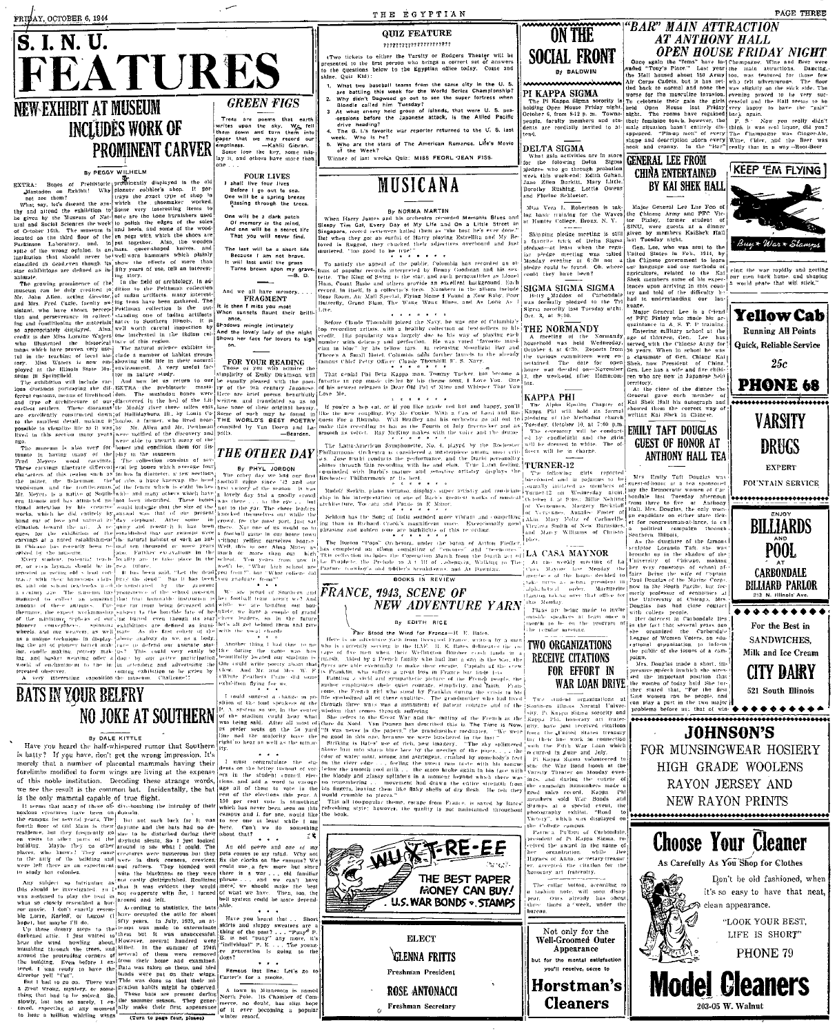# S. I. N. U. FEATURES

## NEW EXHIBIT AT MUSEUM INCLUDES WORK OF PROMINENT CARVER

By PEGGY WILHELM

EXTRA: Bones of Prehistoric Mastodon on Exhibit! Why not see them?

What say, let's discard the anthy and attend the exhibition to be given by the Museum of Natural and Social Sciences the week of October 16th. The museum is located on the third floor of the Parkinson Laboratory, and in spite of the wrong opinion in an institution that should never be classified as dead—even though its star exhibitions are defined as inanimate.

The growing prominence of the museum can be duly credited to Mr. John Allen, acting director, and Mrs. Fred Cagle, faculty assistant, who have shown perception and perseverance in collecting and conditioning the materials so appropriately displayed. Also credit is due Miss Lorraine Waters who illustrated the historical maps which have proven very useful in the teaching of local history. Miss Waters is now employed at the Illinois State Museum in Springfield.

The exhibition will include various dioramas portraying the different customs, means of livelihood, and type of architecture of our earliest settlers. These dioramas are excellently constructed down to the smallest detail making it possible to visualize life as it was lived in this section many years ago.

The museum is also very fortunate in having many of the Fred Meyers wood carvings. These carvings illustrate different characters of this region such as the miner, the fisherman, the woodsman, and the frontiersman. Mr. Meyers is a native of Southern Illinois and has attained national attention by his creative works, which he did entirely by hand out of love and natural inclination toward the art. A request for the exhibition of the carvings at a noted establishment in Chicago has recently been received by the museum.

Every student—especially Southern Illinoisans—should be interested in seeing old school relics of thin simple household items a century ago. The museum has managed to collect an amazing amount of these antiques. Furthermore, the expert workmanship of the miniature replicas of our pioneer manufacturers' spinning wheels and rug weavers, as well as a unique technique in displaying the art of pioneer butter making, candle making, pottery making, and basket weaving offer a world of enchantment to the interested observer.

A very interesting exposition prominently displayed in the old pioneer cobbler's shop. It portrays the exact type of shop in which the shoemaker worked. Some very interesting items to note are the bone burnishers used to polish the edges of the soles and heels, and some of the wooden pegs with which the shoes are put together. Also, the wooden lasts, queer-shaped knives, and well-worn hammers which plainly show the effects of more than fifty years of use, tell an interesting story.

In the field of archeology, in addition to the Perlimann collection of Indian artifacts, many interesting items have been gathered. The Perlimann collection is the outstanding one of Indian artifacts native to Southern Illinois. It is well worth careful inspection by one interested in the Indian culture of this region.

The natural science exhibits include a number of habitat groups showing wild life in their natural environment. A very useful factor in nature study.

And now let us return to our EXTRA the prehistoric mastodon. The mastodon bones were discovered in the bed of the Little Muddy river three miles east of Hallidayboro, Ill., by Louis Colombo, a farmer, who lived near by. Mr. Allen and Mr. Perlimann were notified of the discovery and were able to unearth many of the bones and condition them for display in the museum.

The collection consists of several leg bones which average four inches in diameter, a few sections of ribs, a huge kneecap, the head of the femur which is eight inches wide, and many others which have not been identified. These bones would indicate that the size of the animal was that of our present day elephant. After some inquiry and research it has been established that our example were the natural habitat of such an animal ten thousand or more years ago. Further excavations in the locality are to take place in the near future.

It has been said, "Let the dead bury the dead"—But it has been demonstrated by the growing prominence of the school museum that this honorable institution is not ready to resign to the horrible fate of being buried, even though its star exhibitions are dead as far as the first element of life is concerned. The above statement may be, as a lady from the museum so aptly put it, "This could very easily be changed by our active participation in interest and advertise by coming exhibition to be given by the museum. Challenge!!"

## BATS IN YOUR BELFRY NO JOKE AT SOUTHERN

By DALE KITTLE

Have you heard the half-whispered rumor that Southern is batty? If you have, don't get the wrong impression. It's merely that a number of placental mammals having their forelimbs modified to form wings are living at the expense of this noble institution. Decoding these strange words, we see the result is the common bat. Incidentally, the bat is the only mammal capable of true flight.

It seems that many of these obnoxious creatures have been on the campus for several years. The fourth floor of Old Main is their residence, but they frequently go on snoots to other parts of the building. Maybe they go other places, who knows? They come in the attic of the building and were left there as an experiment to study bat colonies.

Any subject so intriguing as this should be investigated, so I was assigned to play the lead in what so closely resembled a horror movie. I don't exactly resemble Lorre, Karloff, or Lugosi (I hope), but maybe I'll do.

Up those dreary steps to the darkened attic. I just waited to hear the wind howling about, mumbling through the trees, and around the protruding corners of the building. Even before I entered, I was ready to have the director yell "Cut".

But I had to go on. There was a great wrong, mystery, or something that had to be solved. So slowly, but not so surely, I entered, expecting at any moment to hear a million whirling wings dive-bombing the intruder of their domain.

But not such luck for it was daytime and the bats had no desire to be disturbed during their daylight siesta. So I just looked around to see what I could. The creatures were numerous but they were in dark corners, crevices, and rafters. They blended well with the blackness so they were not easily distinguished. Realizing that it was evident they would not cooperate with me, I turned around and left.

According to statistics, the bats have occupied the attic for about fifty years. In July, 1939, an attempt was made to exterminate them but it was unsuccessful. However, several hundred were killed. In the summer of 1940 several of them were removed from their home and examined. Data was taken on them, and their bands were put on their wings. This was done so that their migration habits might be observed.

These bats are present during the summer season. They generally make their first appearance

(Turn to page four, please)

## GREEN FIGS

Trees are poems that earth writes upon the sky. We fell them down and turn them into paper that we may record our emptiness. —Kahlil Gibran.

Some lose the key, some mislay it, and others have more than one . . .

### FOUR LIVES

I shall live four lives
Before I go out to sea.
One will be a spring breeze
Passing through the trees.

One will be a dark patch
Of memory in the mind,
And one will be a secret life
That you will never find.

The last will be a short life
Because I am not brave.
It will last until the grass
Turns brown upon my grave.
—B. D.

And we all have memory. . . .

### FRAGMENT

It is then I miss you most
When sunsets flaunt their brilliance.
Shadows mingle intimately
And the lovely lady of the night
Shows her face for lovers to sigh on.

### FOR YOUR READING

Those of you who admire the simplicity of Emily Dickinson will be equally pleased with the poetry of the 9th century Japanese. Here are poems beautifully written and translated so as to lose none of their original beauty. Some of them may be found in THE WORLD'S BEST POETRY compiled by Van Doren and Lapolla.
—Bearden.

## THE OTHER DAY

By PHYL JORDON

The other day we had our first football game since '42 and our first victory of the season. It was a lovely day and a goodly crowd was there . . . to the eye . . . but not to the ear. The cheer leaders knocked themselves out while the crowd, for the most part, just sat there. Not one of us would go to a football game in our home town without yelling ourselves hoarse. Well, this is our Alma Mater as much or more than our high school. Ten years from now it'll won't be, "What high school are you from?" but "What college did you graduate from?"

We are proud of Southern and her football team aren't we? And while we're rooting our boys to victory we have a couple of grand cheer leaders, so in the future let's all get behind them and give with the vocal chords.

Another thing I had time to notice during the game was how beautifully located our stadium is. One could write poetry about that view. And Mr. and Mrs. W. F. (White Feather) Crane did some exhibition flying for us.

I could suggest a change in position of the loud speaker on the P. A. system so we, in the center of the stadium could hear what was being said. After all most of us prefer seats on the 50 yard line and the majority have the right to hear as well as the minority.

I must congratulate the students on the better turnout of voters in the student council elections and add a word to encourage all of them to vote in the rest of the elections this year. A 100 per cent vote is something which has never been seen on this campus and I, for one, would like to see one at least while I am here. Can't we do something about that?

An old peeve and one of my pets comes to my mind. Why not fix the clocks on the campus? We could use a few more, but since there is a war . . . old familiar phrase . . . and we can't have more, we should make the best of what we have. Then, too, the bell system could be more dependable.

Have you heard that . . . Short skirts and sloppy sweaters are a thing of the past? . . . "Pansy" P. E. is not "pansy" any more, it's "individual" P. E. . . . The younger generation is going to the dogs?

Famous last line: Let's go to Carter's for a smoke.

A town in Minnesota is named North Pole. Its Chamber of Commerce, no doubt, has high hope of it ever becoming a popular winter resort.

## QUIZ FEATURE

?????????????????

(Two tickets to either the Varsity or Rodgers Theater will be presented to the first person who brings a correct set of answers to the questions below to the Egyptian office today. Come and shine. Quiz Kid):

1. What two baseball teams from the same city in the U. S. are battling this week for the World Series Championship?
2. Why didn't Dagwood go out to see the super fortress when Blondie called him Tuesday?
3. At what enemy held group of islands, that were U. S. possessions before the Japanese attack, is the Allied Pacific drive heading?
4. The G. I.'s favorite war reporter returned to the U. S. last week. Who is he?
5. Who are the stars of The American Romance, Life's Movie of the Week?

Winner of last weeks Quiz: MISS FEORL JEAN FISS.

## MUSICANA

By NORMA MARTIN

When Harry James and his orchestra recorded Memphis Blues and Sleepy Tim Gal, Every Day of My Life and On a Little Street in Singapore, record reviewers hailed them as "the best he's ever done". But when they got an earful of Harry playing Estrellita and My Beloved is Rugged, they chucked their adjectives overboard and just muttered, "too good to be true".

\* \* \* \* \* \*

To satisfy the appeal of the public Columbia has recorded an album of popular records interpreted by Benny Goodman and his sextette. The Goodman sextet is the star, and such personalities as Lionel Ham, Count Basie and others provide an excellent background. Each record, in itself, is a collector's item. Numbers in the album include Rose Room, Air Mail Special, Flying Home, I Found a New Baby, Poor Butterfly, Grand Slam, The Wang Wang Blues, and As Long As I Live.

\* \* \* \* \* \*

Before Claude Thornhill joined the Navy, he was one of Columbia's top recording artists, with a healthy collection of best-sellers to his credit. His popularity was partly due to his way of playing each number with delicacy and perfection. He was voted "favorite musician in blue" by his fellow tars. In releasing Moonlight Bay and There's a Small Hotel Columbia adds further laurels to the already famous Chief Petty Officer Claude Thornhill, U. S. Navy.

\* \* \* \* \* \*

That genial Phi Beta Kappa man, Tommy Tucker, has become a favorite in pop music circles by his theme song, I Love You. One of his newest releases is Dear Old Pal of Mine and Whisper That You Love Me.

\* \* \* \* \* \*

If you're a hep cat, or if you like music red hot and happy, you'll like the new coupling, Fly By Cookie With a Can of Lard and Request For a Rhumba. Will Bradley and his orchestra go all out to make this recording as hot as the Fourth of July firecracker and as smooth as velvet. Ray McKinley makes with the voice and the drum-sticks.

\* \* \* \* \* \*

The Latin-American Symphonette, No. 4, played by the Rochester Philharmonic Orchestra is considered an impressive album, and rightly so. Jose Iturbi conducts the performance, and the Iturbi personality shines through this recording with fire and elan. True Latin feeling, combined with Iturbi's mature and sensitive artistry displays the Rochester Philharmonic at its best.

\* \* \* \* \* \*

Rudolf Serkin, piano virtuoso, displays super artistry and musicianship in his interpretation of one of Bach's greatest works of multiple architecture, Toccata and Fugue in E Minor.

\* \* \* \* \* \*

Seldom has the Song of India sounded more vibrant and compelling than in Richard Crooks's magnificent voice. Exceptionally good phrasing and golden tone are highlights of this recording.

\* \* \* \* \* \*

The Boston "Pops" Orchestra, under the baton of Arthur Fiedler, has completed an album consisting of "encores" and "overtures". This collection includes the Coronation March from the fourth act of Le Prophete, the Prelude to Act III of Lohengrin, Walking to The Pasture, Cowboy's and Fiddler's Breakdown, and At Dawning.

BOOKS IN REVIEW

## FRANCE, 1943, SCENE OF NEW ADVENTURE YARN

By EDITH RICE

Fair Stood the Wind for France—H. E. Bates.

Here is an adventure yarn from occupied France, written by a man who is currently serving in the R. A. F. H. E. Bates delineates the escape of five men when their Wellington Bomber crash lands in France. Aided by a French family who had lost a son in the war, the flyers are able eventually to make their escape. Captain of the crew is Franklin, who suffers a great loss in France but finds love.

Painting a vivid and sympathetic picture of the French people, the author emphasizes their quiet courage, simplicity, and faith. Francoise, the French girl who aided by Franklin during the crisis of his life symbolized all of these qualities. The grandmother who had lived through three wars was a monument of patient courage and of the wisdom that comes through suffering.

She refers to the Great War and the mutiny of the French at the Chemin de Nord. Van Paassen has described this in The Time is Now. "It was never in the papers," the grandmother meditates, "We were no good in this one, because we were butchered in the last."

Striking is Bates' use of rich, new imagery. "The sky splintered above him into the needles of the stars . . . the sky was clear with the color of water mist, strong and astringent, crushed by somebody's feet on the river edge . . . feeling the sweet rum taste with his tongue . . . slow the smooth cool milk . . . the moon broke again in his face with the bloody and glassy splinters in a moment beyond which there was no remembering . . . movement had drawn the entire strength from his fingers, leaving them like flaky shells of dry flesh. He felt they would crumble to pieces."

This all too-popular theme, escape from France, is saved by Bates' refreshing style; however, the quality is not maintained throughout the book.

WUXTRE-EE

THE BEST PAPER MONEY CAN BUY!
U.S. WAR BONDS & STAMPS

ELECT
GLENNA FRITTS
Freshman President
ROSE ANTONACCI
Freshman Secretary

## ON THE SOCIAL FRONT

By BALDWIN

### PI KAPPA SIGMA

The Pi Kappa Sigma sorority is holding Open House Friday night, October 6, from 8-12 p. m. Townspeople, faculty members and students are cordially invited to attend.

### DELTA SIGMA

What gala activities are in store for the following Delta Sigma pledges who go through probation week this week-end: Edith Gahan, Jane Ellen Burkitt, Mary Little, Dorothy Rushing, Lottie Owens and Florine Schlueter.

Miss Vera L. Robertson is taking basic training for the Waves at Hunter College, Bronx, N. Y.

Skipping pledge meeting is still a favorite trick of Delta Sigma pledges—at least when the regular pledge meeting was called Monday evening at 6:30 not a pledge could be found. Oh, where could they have been?

### SIGMA SIGMA SIGMA

Betty Maddox of Carbondale was formally pledged to the Tri Sigma sorority last Tuesday night, Oct. 3, at 9:30.

### THE NORMANDY

A meeting of the Normandy household was held Wednesday, October 4 at 6:30. Reports from the various committees were entertained. The date for open house was decided on—November 2, the week-end after Homecoming.

### KAPPA PHI

The Alpha Epsilon Chapter of Kappa Phi will hold its formal pledging at the Methodist church Tuesday, October 10 at 7:00 p.m. The ceremony will be conducted by candlelight and the girls will be dressed in white. The officers will be in charge.

### TURNER-12

The following girls reported bewildered and in pajamas to be formally initiated as members of Turner-12 on Wednesday night, October 4 at 7:00: Billie Schiltz of Vergennes, Margery Beckstoff of Vergennes, Annalee Foster of Alto Pass, Polly Murl of Carbondale, Virginia Smith of New Burnside, and Mary Williams of Christopher.

### LA CASA MAYNOR

At the weekly meeting of La Casa Maynor last Monday the members of the house decided to take turns at acting president in alphabetical order. Marguerite Hamilton taking over that office for this Monday.

Plans are being made to invite outside speakers at least once a month to be on the program of the regular meeting.

## TWO ORGANIZATIONS RECEIVE CITATIONS FOR EFFORT IN WAR LOAN DRIVE

Two student organizations at Southern Illinois Normal University, Pi Kappa Sigma sorority and Kappa Phi, honorary art fraternity, have just received citations from the United States Treasury for their fine work in connection with the Fifth War Loan which occurred in June and July.

Pi Kappa Sigma volunteered to staff the War Bond booth at the Varsity Theater on Monday evenings, and during the course of the campaign themselves made a good sales record. Kappa Phi members sold War Bonds and Stamps at a special event, the photography exhibit, "Road to Victory", which was displayed on the College campus.

Patricia Pulton of Carbondale, president of Pi Kappa Sigma, received the award in the name of her organization, while Dee Haynes of Anna, secretary treasurer, received the citation for the honorary art fraternity.

The collar button, according to a fashion note, will soon disappear. Ours already has about three times a week, under the bureau.

Not only for the Well-Groomed Outer Appearance
but for the mental satisfaction you'll receive, come to
Horstman's Cleaners

## "BAR" MAIN ATTRACTION AT ANTHONY HALL OPEN HOUSE FRIDAY NIGHT

Once again the "fems" have invaded "Tony's Place." Last year the Hall housed about 150 Army Air Corps Cadets, but it has settled back to normal and none the worse for the masculine invasion. To celebrate their gain the girls held Open House last Friday night. The rooms have regained their feminine touch, however, the male situation hasn't entirely disappeared. "Pin-up men" of every shape and description adorn every nook and cranny. In the "Bar" Champagne, Wine and Beer were the main attractions. Dancing, too, was featured for those few who felt adventurous. The floor was slightly on the slick side. The evening proved to be very successful and the Hall seems to be very happy to have the "gals" back again.

P. S.—Now you really didn't think it was real liquor, did you? The Champagne was Ginger-Ale, Wine, Cider, and the Beer was really that in a way—Root-Beer.

## GENERAL LEE FROM CHINA ENTERTAINED BY KAI SHEK HALL

Major General Lee Lue Foo of the Chinese Army and PFC Victor Pixley, former student of SINU, were guests at a dinner given by members KaiShek Hall last Tuesday night.

Gen. Lee, who was sent to the United States in Feb., 1944, by the Chinese government to learn our language and our methods of agriculture, related to the Kai Shek members some of his experiences upon arriving in this country and told of the difficulty he had in understanding our language.

Major General Lee is a friend of PFC Pixley who made his acquaintance in A. S. T. P. training.

Entering military school at the age of thirteen, Gen. Lee has served with the Chinese Army for 30 years. When in school he was a classmate of Gen. Chiang Kai Shek, now President of China. Gen. Lee has a wife and five children who are now in Japanese held territory.

At the close of the dinner the General gave each member of Kai Shek Hall his autograph and showed them the correct way of writing Kai Shek in Chinese.

## EMILY TAFT DOUGLAS GUEST OF HONOR AT ANTHONY HALL TEA

Mrs. Emily Taft Douglas was guest-of-honor at a tea sponsored by the Democratic women of Carbondale last Tuesday afternoon from three to five at Anthony Hall. Mrs. Douglas, the only woman candidate on either state ticket for congressman-at-large, is on a political campaign through Southern Illinois.

As the daughter of the famous sculptor Lorando Taft, she was brought up in the shadow of the University of Chicago, making her very conscious of school affairs. Being the wife of Captain Paul Douglas of the Marine Corps, now in the South Pacific, but formerly professor of economics at the University of Chicago, Mrs. Douglas has had close contact with college people.

Her interest in Carbondale lies in the fact that several years ago she organized the Carbondale League of Women Voters, an educational organization to inform the public of the issues of a campaign.

Mrs. Douglas made a short, impressive speech in which she stressed the important position that the women of today hold. For, as they stated that, "For the first time women can be people, and can play a part in the two major problems before us: that of win-

ning the war rapidly and getting our men back home, and shaping a world peace that will stick."

KEEP 'EM FLYING
Buy ★ War ★ Stamps

Yellow Cab
Running All Points
Quick, Reliable Service
25c
PHONE 68

VARSITY DRUGS
EXPERT
FOUNTAIN SERVICE

ENJOY
BILLIARDS
POOL
AT
CARBONDALE BILLIARD PARLOR
212 N. Illinois Ave.

For the Best in
SANDWICHES,
Milk and Ice Cream
CITY DAIRY
521 South Illinois

JOHNSON'S
FOR MUNSINGWEAR HOSIERY
HIGH GRADE WOOLENS
RAYON JERSEY AND
NEW RAYON PRINTS

Choose Your Cleaner
As Carefully As You Shop for Clothes

Don't be old fashioned, when it's so easy to have that neat, clean appearance.

"LOOK YOUR BEST, LIFE IS SHORT"
PHONE 79

Model Cleaners
203-05 W. Walnut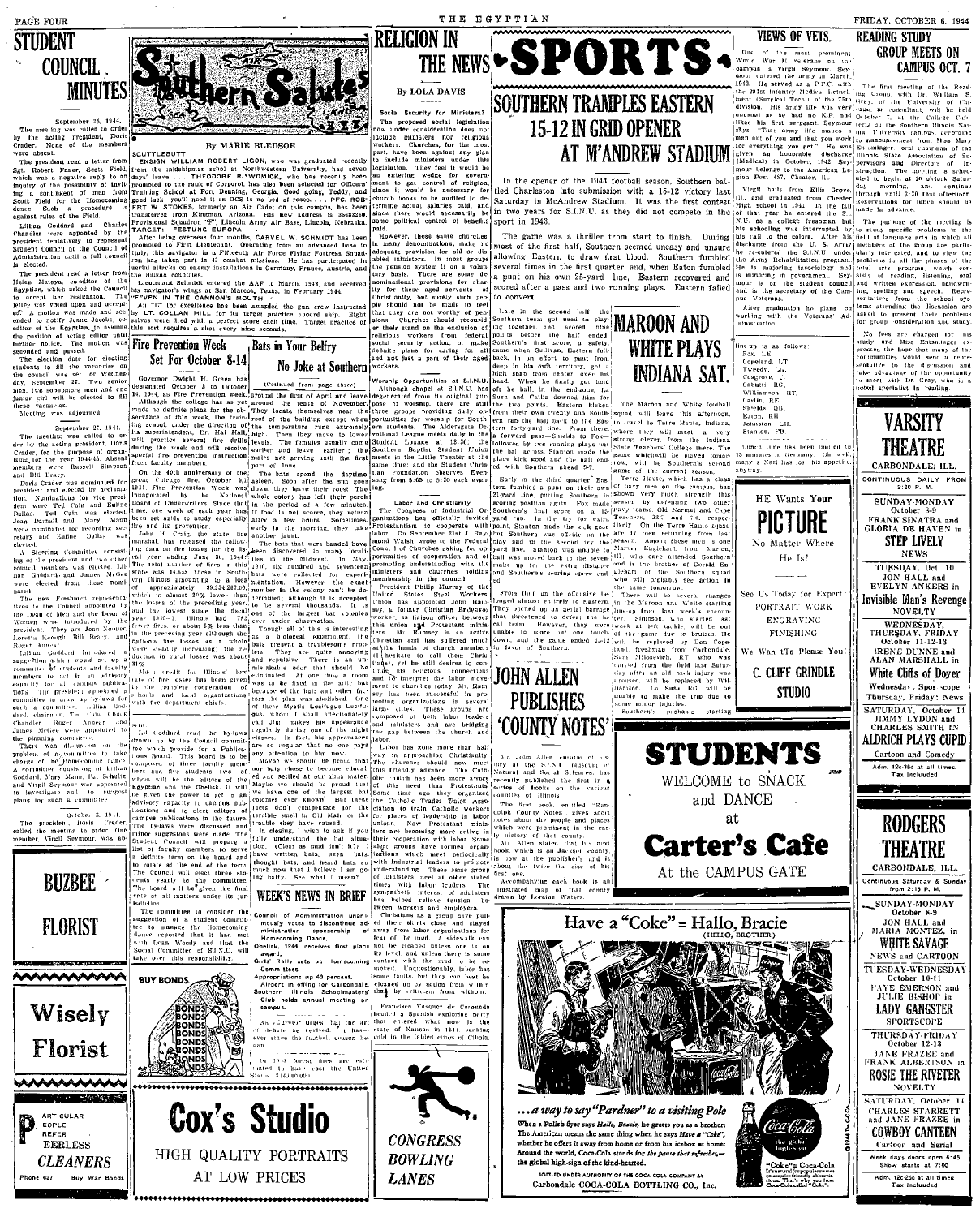# STUDENT COUNCIL MINUTES

September 25, 1944.

The meeting was called to order by the acting president, Doris Crader. None of the members were absent.

The president read a letter from Sgt. Robert Faner, Scott Field, which was a negative reply to an inquiry of the possibility of inviting a contingent of men from Scott Field for the Homecoming dance. Such a procedure is against rules of the Field.

Lillian Goddard and Charles Chandler were appointed by the president tentatively to represent Student Council at the Council of Administration until a full council is elected.

The president read a letter from Helen Matsyn, co-editor of the Egyptian, which asked the Council to accept her resignation. The letter was voted upon and accepted. A motion was made and seconded to notify Jeane Jacobs, coeditor of the Egyptian, to assume the position of acting editor until further notice. The motion was seconded and passed.

The election date for electing students to fill the vacancies on the council was set for Wednesday, September 27. Two senior men, two sophomore men and one junior girl will be elected to fill these vacancies.

Meeting was adjourned.

September 27, 1944.

The meeting was called to order by the acting president, Doris Crader, for the purpose of organizing for the year 1944-45. Absent members were Russell Simpson and Bill Bracy.

Doris Crader was nominated for president and elected by acclamation. Nominations for vice president were Ted Cain and Euline Dallas. Ted Cain was elected. Jean Darnell and Mary Mann were nominated for recording secretary and Euline Dallas was elected.

A Steering Committee consisting of the president and two other council members was elected. Lillian Goddard and James McGee were elected from those nominated.

The new freshmen representatives to the council appointed by the Dean of Men and the Dean of Women were introduced by the president. They are John Nouner, Loretta Keough, Bill Bracy, and Roger Annear.

Lillian Goddard introduced a suggestion which would set up a committee of students and faculty members to act in an advisory capacity for all campus publications. The president appointed a committee to draw up by-laws for such a committee. Lillian Goddard, chairman, Ted Cain, Charles Chandler, Roger Annear and James McGee were appointed to the planning committee.

There was discussion on the problem of a committee to take charge of the Homecoming dance. A committee consisting of Lillian Goddard, Mary Mann, Pat Schultz and Virgil Seymour was appointed to investigate and to suggest plans for such a committee.

October 2, 1944.

The president, Doris Crader, called the meeting to order. One member, Virgil Seymour, was absent.

Lil Goddard read the by-laws drawn up by the Council committee which provide for a Publications Board. This board is to be composed of three faculty members and five students, two of whom will be the editors of the Egyptian and the Obelisk. It will be given the power to act in an advisory capacity to campus publications and to elect editors of campus publications in the future. The by-laws were discussed and minor suggestions were made. The Student Council will prepare a list of faculty members to serve a definite term on the board and to rotate at the end of the term. The Council will elect these students yearly to the committee. The board will be given the final vote on all matters under its jurisdiction.

The committee to consider the suggestion of a student committee to manage the Homecoming dance reported that it had met with Dean Woody and that the Social Committee of S.I.N.U. will take over this responsibility.

**BUZBEE FLORIST**

**Wisely Florist**

**PARTICULAR PEOPLE PREFER PEERLESS CLEANERS**
Phone 637 Buy War Bonds

# Southern Salutes

By MARIE BLEDSOE

SCUTTLEBUTT

ENSIGN WILLIAM ROBERT LIGON, who was graduated recently from the midshipman school at Northwestern University, had seven days' leave. . . . THEODORE R. WOMICK, who has recently been promoted to the rank of Corporal, has also been selected for Officers' Training School at Fort Benning, Georgia. Good going, Teddy, and good luck—you'll need it in an OCS in no bed of roses. . . . PFC. ROBERT W. STOKES, formerly an Air Cadet on this campus, has been transferred from Kingman, Arizona. His new address is 35683260, Provisional Squadron "F", Lincoln Army Air Base, Lincoln, Nebraska.

TARGET: FESTUNG EUROPA

After being overseas four months, CARVEL W. SCHMIDT has been promoted to First Lieutenant. Operating from an advanced base in Italy, this navigator in a Fifteenth Air Force Flying Fortress Squadron has taken part in 43 combat missions. He has participated in aerial attacks on enemy installations in Germany, France, Austria, and the Balkan countries.

Lieutenant Schmidt entered the AAF in March, 1943, and received his navigator's wings at San Marcos, Texas, in February 1944.

"E" VEN IN THE CANNON'S MOUTH

An "E" for excellence has been awarded the gun crew instructed by LT. COLLAN HILL for its target practice aboard ship. Eight salvos were fired with a perfect score each time. Target practice of this sort requires a shot every nine seconds.

## Fire Prevention Week Set For October 8-14

Governor Dwight H. Green has designated October 8 to October 14, 1944, as Fire Prevention Week.

Although the college has as yet made no definite plans for the observance of this week, the training school, under the direction of its superintendent, Dr. Hal Hall, will practice several fire drills during the week and will receive special fire prevention instruction from faculty members.

On the 40th anniversary of the great Chicago fire, October 9, 1921, Fire Prevention Week was inaugurated by the National Board of Underwriters. Since that time, one week of each year has been set aside to study especially fire and its prevention.

John H. Craig, the state fire marshal, has released the following data on fire losses for the fiscal year ending June 30, 1944: The total number of fires in this state was 14,658. Those in Southern Illinois amounting to a loss of approximately $9,354,287.00, which is almost 30% lower than the losses of the preceding year, and the lowest since the fiscal year 1940-41. Illinois had 782 fewer fires, or about 5% less than in the preceding year although the nation's fire losses as a whole were steadily increasing, the reduction in rural losses was about 31%.

Much credit for Illinois' low rate of fire losses has been given to the complete cooperation of schools and local organizations with fire department chiefs.

## Bats in Your Belfry No Joke at Southern

(Continued from page three)

around the first of April and leave around the tenth of November. They locate themselves near the roof of the building except when the temperature runs extremely high. Then they move to lower levels. The females usually come earlier and leave earlier; the males not arriving until the first part of June.

The bats spend the daytime asleep. Soon after the sun goes down, they leave their roost. The whole colony has left their perch in the period of a few minutes. If food is not scarce, they return after a few hours. Sometimes, early in the morning, they take another jaunt.

The bats that were banded have been discovered in many localities in the Midwest. In May, 1940, six hundred and seventy-six bats were collected for experimentation. However, the exact number in the colony can't be determined, although it is accepted to be several thousands. It is one of the largest bat colonies ever under observation.

Though all of this is interesting as a biological experiment, the bats present a troublesome problem. They are quite annoying and repulsive. There is an unmistakable odor that should be eliminated. At one time a room was to be fixed in the attic but because of the bats and other factors the plan was abolished. One of these Myotis Lucifugus Lucifugus, whom I shall affectionately call Jim, makes his appearance regularly during one of the night classes. In fact, his appearances are so regular that no one pays any attention to him now.

Maybe we should be proud that our bats chose to become educated and settled at our alma mater. Maybe we should be proud that we have one of the largest bat colonies ever known. But these facts don't compensate for the terrible smell in Old Main or the trouble they have caused.

In closing, I wish to ask if you fully understand the bat situation. (Clear as mud, isn't it?) I have written bats, seen bats, thought bats, and heard bats so much now that I believe I am going batty. See what I mean?

## WEEK'S NEWS IN BRIEF

Council of Administration unanimously votes to discontinue administration sponsorship of Homecoming Dance.

Obelisk, 1944, receives first place award.

Girls' Rally sets up Homecoming Committees.

Appropriations up 40 percent.

Airport in offing for Carbondale.

Southern Illinois Schoolmasters' Club holds annual meeting on campus.

An educator urges that the art of debate be revived. It has—ever since the football season began.

In 1943 forest fires are estimated to have cost the United States $14,000,000.

**BUY BONDS**

# Cox's Studio
HIGH QUALITY PORTRAITS AT LOW PRICES

# RELIGION IN THE NEWS

By LOLA DAVIS

**Social Security for Ministers?**

The proposed social legislation now under consideration does not include ministers nor religious workers. Churches, for the most part, have been against any plan to include ministers under this legislation. They feel it would be an entering wedge for government to get control of religion, since it would be necessary for church books to be audited to determine actual salaries paid, and since there would necessarily be some political control of benefits paid.

However, these same churches, in many denominations, make no adequate provision for old or disabled ministers. In most groups the pension system is on a voluntary basis. There are some denominational provisions for charity for these aged servants of Christianity, but surely such people should not be made to feel that they are not worthy of pensions. Churches should reconsider their stand on the exclusion of religious workers from federal social security action, or make definite plans for caring for old and not just a part of their aged workers.

**Worship Opportunities at S.I.N.U.**

Although chapel at S.I.N.U. has degenerated from its original purpose of worship, there are still three groups providing daily opportunities for worship for Southern students. The Aldersgate Devotional League meets daily in the Student Lounge at 12:30; the Southern Baptist Student Union meets in the Little Theater at the same time; and the Student Christian Foundation observes Evensong from 5:05 to 5:20 each evening.

**Labor and Christianity**

The Congress of Industrial Organizations has officially invited Protestantism to cooperate with labor. On September 21st Raymond Walsh wrote to the Federal Council of Churches asking for opportunities of cooperation and of promoting understanding with the ministers and churches holding membership in the council.

President Philip Murray of the United States Steel Workers' Union has appointed John Ramsey, a former Christian Endeavor worker, as liaison officer between this union and Protestant ministers. Mr. Ramsey is an active Christian and has suffered much at the hands of church members (I hesitate to call them Christians), yet he still desires to continue his religious connections and to interpret the labor movement to churches today. Mr. Ramsey has been successful in promoting organizations in several large cities. These groups are composed of both labor leaders and ministers and are bridging the gap between the church and labor.

Labor has gone more than half way in approaching Christianity. The churches should now meet this friendly advance. The Catholic church has been more aware of this need than Protestants. Some time ago they organized the Catholic Trades Union Association to train Catholic workers for places of leadership in labor unions. Now Protestant ministers are becoming more active in their cooperation with labor. Several groups have formed organizations which meet periodically with industrial leaders to promote understanding. These same group of ministers meet at other stated times with labor leaders. The sympathetic interest of ministers has helped relieve tension between workers and employers.

Christians as a group have pulled their skirts close and stayed away from labor organizations for fear of the mud. A sidewalk can not be cleaned unless one is on its level and unless there is some contact with the mud to be removed. Unquestionably, labor has some faults, but they can best be cleaned up by action from within than by criticism from without.

Francisco Vasquez de Coronado headed a Spanish exploring party that entered what now is the state of Kansas in 1541, seeking gold in the fabled cities of Cibola.

**CONGRESS BOWLING LANES**

# SPORTS

## SOUTHERN TRAMPLES EASTERN 15-12 IN GRID OPENER AT M'ANDREW STADIUM

In the opener of the 1944 football season, Southern battled Charleston into submission with a 15-12 victory last Saturday in McAndrew Stadium. It was the first contest in two years for S.I.N.U. as they did not compete in the sport in 1943.

The game was a thriller from start to finish. During most of the first half, Southern seemed uneasy and unsure allowing Eastern to draw first blood. Southern fumbled several times in the first quarter, and, when Eaton fumbled a punt on his own 25-yard line, Eastern recovered and scored after a pass and two running plays. Eastern failed to convert.

Late in the second half the Southern team got used to playing together, and scored three points before the half ended. Southern's first score, a safety, was made when Sullivan, Eastern fullback, in an effort to punt from deep in his own territory, got a high snap from center over his head. When he finally got hold of the ball, in the end zone, La Rosa and Collins downed him for the two points. Eastern kicked from their own twenty yard line, Southern ran the ball back to the Eastern forty-yard line. From there, a forward pass—Shields to Fox—followed by two running plays put the ball across. Stanton made the place kick good and the half ended with Southern ahead 9-7.

Early in the third quarter, Eastern fumbled a punt on their own 21-yard line, putting Southern in scoring position again. Fox made Southern's final score on a 15-yard run. In the try for extra point, Stanton made the kick good but Southern was off-side on the play and in the second try the ball was moved back to the seven yard line. Stanton was unable to make up for the extra distance and Southern's scoring spree ended.

From then on the offensive belonged almost entirely to Eastern. They opened up an aerial barrage that threatened to defeat the local team. However, they were unable to score but one touchdown, and the game ended 15-12 in favor of Southern.

Line-up is as follows:
Fox, LE.
Copeland, LT.
Tweedy, LG.
Cosgrove, C.
Corbett, RG.
Williamson, RT.
Carlin, RE.
Shields, QB.
Eaton, RH.
Johnston, LH.
Stanton, FB.

## MAROON AND WHITE PLAYS INDIANA SAT.

The Maroon and White football squad will leave this afternoon to travel to Terre Haute, Indiana, where they will meet a very strong eleven from the Indiana State Teachers' College there. The game which will be played tomorrow, will be Southern's second game of the current season.

Terre Haute, which has a class of navy men on the campus, has shown very much strength this season by defeating two other navy teams, Old Normal and Cape Teachers, 33-7 and 7-0, respectively. On the Terre Haute squad are 17 men returning from last season. Among these men is one Marion Englehart, from Marion, Ill., who once attended Southern and is the brother of Gerald Englehart of the Southern squad who will probably see action in the game tomorrow.

There will be several changes in the Maroon and White starting line-up from last week's encounter. Simpson, who started last week at left tackle, will be out of the game due to bruises. He will be replaced by Don Copeland, freshman from Carbondale. Sam Milosevich, RT, who was carried from the field last Saturday after an old back injury was aroused, will be replaced by Wil Damron. La Rosa, RG, will be unable to make the trip due to some minor injuries.

Southern's probable starting line-up will be as follows:

Lunch time has been limited to 15 minutes in Germany. Oh, well, many a Nazi has lost his appetite, anyway.

## JOHN ALLEN PUBLISHES 'COUNTY NOTES'

Mr. John Allen, curator of history of the S.I.N.U. museum of Natural and Social Sciences, has recently published the first in a series of books on the various counties of Illinois.

The first book, entitled "Randolph County Notes", gives short notes about the people and places which were prominent in the early history of that county.

Mr. Allen stated that his next book which is on Jackson county, is now at the publisher's and is about the twice the size of his first one.

Accompanying each book is an illustrated map of that county drawn by Loraine Waters.

# VIEWS OF VETS.

One of the most prominent World War II veterans on the campus is Virgil Seymour. Seymour entered the army in March, 1942. He served as a P.F.C. with the 291st Infantry Medical Detachment (Surgical Tech.) of the 75th division. His army life was very unusual as he had no K.P. and liked his first sergeant. Seymour says, "That army life makes a man out of you and that you work for everything you get." He was given an honorable discharge (Medical) in October, 1942. Seymour belongs to the American Legion Post 487, Chester, Ill.

Virgil hails from Ellis Grove, Ill., and graduated from Chester High school in 1941. In the fall of that year he entered the S.I.N.U. as a college freshman but his schooling was interrupted by his call to the colors. After his discharge from the U. S. Army he re-entered the S.I.N.U. under the Army Rehabilitation program. He is majoring in sociology and is minoring in government. Seymour is on the student council and is the secretary of the Campus Veterans.

After graduation he plans on working with the Veterans' Administration.

HE Wants Your
# PICTURE
No Matter Where He Is!

See Us Today for Expert:
PORTRAIT WORK
ENGRAVING
FINISHING

We Want To Please You!

C. CLIFF GRINDLE STUDIO

# STUDENTS
WELCOME to SNACK and DANCE at
# Carter's Cafe
At the CAMPUS GATE

Have a "Coke" = Hallo, Bracie
(HELLO, BROTHER)

*... a way to say "Pardner" to a visiting Pole*

When a Polish flyer says *Hallo, Bracie*, he greets you as a brother. The American means the same thing when he says *Have a "Coke"*, whether he offers it away from home or from his icebox at home. Around the world, Coca-Cola stands for *the pause that refreshes*,—the global high-sign of the kind-hearted.

BOTTLED UNDER AUTHORITY OF THE COCA-COLA COMPANY BY
Carbondale COCA-COLA BOTTLING CO., Inc.

"Coke" = Coca-Cola
It's natural for popular names to acquire friendly abbreviations. That's why you hear Coca-Cola called "Coke".

© 1944 The C-C Co.

## READING STUDY GROUP MEETS ON CAMPUS OCT. 7

The first meeting of the Reading Group with Dr. William S. Gray, of the University of Chicago, as consultant, will be held October 7, at the College Cafeteria on the Southern Illinois Normal University campus, according to announcement from Miss Mary Entsminger local chairman of the Illinois State Association of Supervisors and Directors of Instruction. The meeting is scheduled to begin at 10 o'clock Saturday morning, and continue through until 2:30 that afternoon. Reservations for lunch should be made in advance.

The purpose of the meeting is to study specific problems in the field of language arts in which all members of the group are particularly interested, and to view the problems in all the phases of the total arts program, which consists of reading, listening, oral and written expression, handwriting, spelling and speech. Representatives from the school systems attending the discussion are asked to present their problems for group consideration and study.

No fees are charged for this study, and Miss Entsminger expressed the hope many of the communities would send a representative to the discussion and take advantage of the opportunity to meet with Dr. Gray, who is a noted specialist in reading.

# VARSITY THEATRE
CARBONDALE, ILL.

CONTINUOUS DAILY FROM 2:30 P. M.

SUNDAY-MONDAY
October 8-9
FRANK SINATRA and GLORIA DE HAVEN in
**STEP LIVELY**
NEWS

TUESDAY, Oct. 10
JON HALL and EVELYN ANKERS in
**Invisible Man's Revenge**
NOVELTY

WEDNESDAY, THURSDAY, FRIDAY
October 11-12-13
IRENE DUNNE and ALAN MARSHALL in
**White Cliffs of Dover**
Wednesday: Spot scope
Thursday, Friday: News

SATURDAY, October 14
JIMMY LYDON and CHARLES SMITH IN
**ALDRICH PLAYS CUPID**
Cartoon and Comedy

Adm. 12c-35c at all times. Tax Included

# RODGERS THEATRE
CARBONDALE, ILL.

Continuous Saturday & Sunday from 2:15 P. M.

SUNDAY-MONDAY
October 8-9
JON HALL and MARIA MONTEZ, in
**WHITE SAVAGE**
NEWS and CARTOON

TUESDAY-WEDNESDAY
October 10-11
FAYE EMERSON and JULIE BISHOP in
**LADY GANGSTER**
SPORTSCOPE

THURSDAY-FRIDAY
October 12-13
JANE FRAZEE and FRANK ALBERTSON in
**ROSIE THE RIVETER**
NOVELTY

SATURDAY, October 14
CHARLES STARRETT and JANE FRAZEE in
**COWBOY CANTEEN**
Cartoon and Serial

Week days doors open 6:45
Show starts at 7:00

Adm. 12c-25c at all times
Tax Included